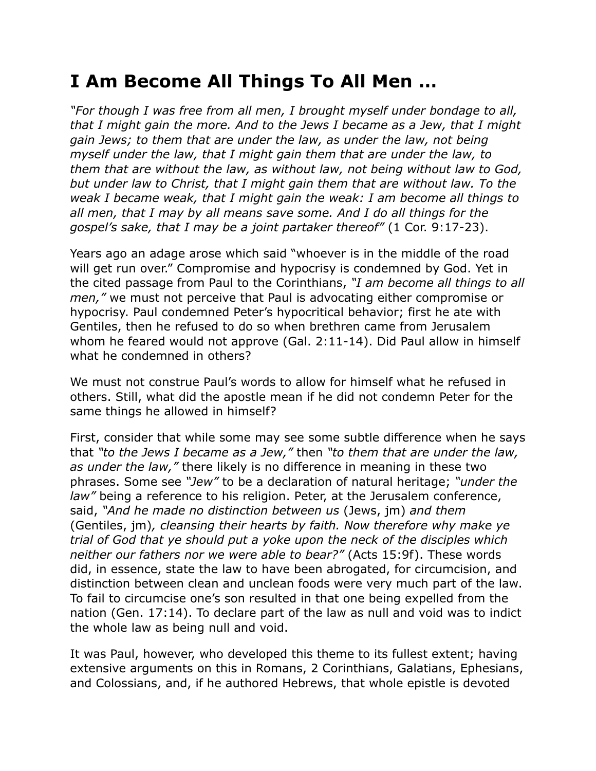# I Am Become All Things To All Men …

*"For though I was free from all men, I brought myself under bondage to all, that I might gain the more. And to the Jews I became as a Jew, that I might gain Jews; to them that are under the law, as under the law, not being myself under the law, that I might gain them that are under the law, to them that are without the law, as without law, not being without law to God, but under law to Christ, that I might gain them that are without law. To the weak I became weak, that I might gain the weak: I am become all things to all men, that I may by all means save some. And I do all things for the gospel's sake, that I may be a joint partaker thereof"* (1 Cor. 9:17-23).

Years ago an adage arose which said "whoever is in the middle of the road will get run over." Compromise and hypocrisy is condemned by God. Yet in the cited passage from Paul to the Corinthians, *"I am become all things to all men,"* we must not perceive that Paul is advocating either compromise or hypocrisy. Paul condemned Peter's hypocritical behavior; first he ate with Gentiles, then he refused to do so when brethren came from Jerusalem whom he feared would not approve (Gal. 2:11-14). Did Paul allow in himself what he condemned in others?

We must not construe Paul's words to allow for himself what he refused in others. Still, what did the apostle mean if he did not condemn Peter for the same things he allowed in himself?

First, consider that while some may see some subtle difference when he says that *"to the Jews I became as a Jew,"* then *"to them that are under the law, as under the law,"* there likely is no difference in meaning in these two phrases. Some see *"Jew"* to be a declaration of natural heritage; *"under the law"* being a reference to his religion. Peter, at the Jerusalem conference, said, *"And he made no distinction between us* (Jews, jm) *and them* (Gentiles, jm)*, cleansing their hearts by faith. Now therefore why make ye trial of God that ye should put a yoke upon the neck of the disciples which neither our fathers nor we were able to bear?"* (Acts 15:9f). These words did, in essence, state the law to have been abrogated, for circumcision, and distinction between clean and unclean foods were very much part of the law. To fail to circumcise one's son resulted in that one being expelled from the nation (Gen. 17:14). To declare part of the law as null and void was to indict the whole law as being null and void.

It was Paul, however, who developed this theme to its fullest extent; having extensive arguments on this in Romans, 2 Corinthians, Galatians, Ephesians, and Colossians, and, if he authored Hebrews, that whole epistle is devoted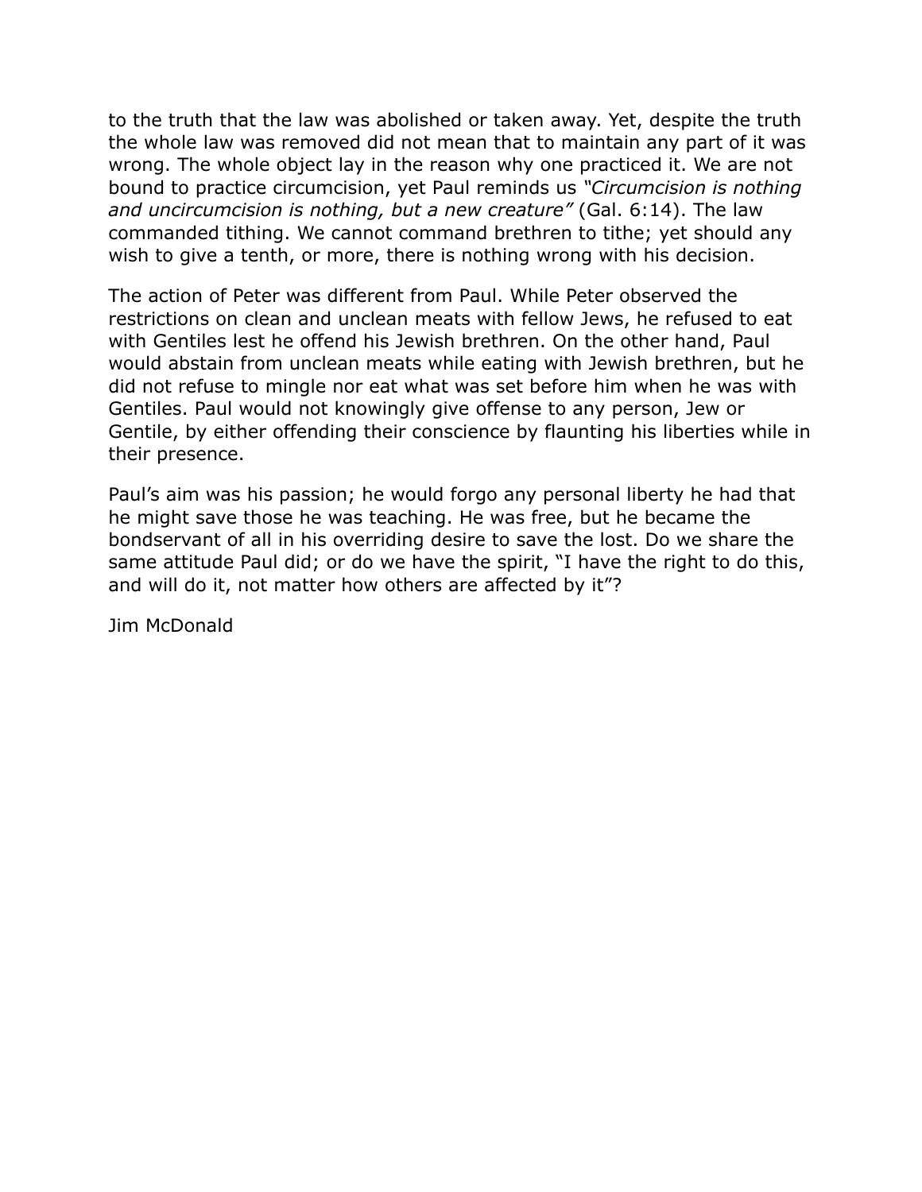to the truth that the law was abolished or taken away. Yet, despite the truth the whole law was removed did not mean that to maintain any part of it was wrong. The whole object lay in the reason why one practiced it. We are not bound to practice circumcision, yet Paul reminds us *"Circumcision is nothing and uncircumcision is nothing, but a new creature"* (Gal. 6:14). The law commanded tithing. We cannot command brethren to tithe; yet should any wish to give a tenth, or more, there is nothing wrong with his decision.

The action of Peter was different from Paul. While Peter observed the restrictions on clean and unclean meats with fellow Jews, he refused to eat with Gentiles lest he offend his Jewish brethren. On the other hand, Paul would abstain from unclean meats while eating with Jewish brethren, but he did not refuse to mingle nor eat what was set before him when he was with Gentiles. Paul would not knowingly give offense to any person, Jew or Gentile, by either offending their conscience by flaunting his liberties while in their presence.

Paul's aim was his passion; he would forgo any personal liberty he had that he might save those he was teaching. He was free, but he became the bondservant of all in his overriding desire to save the lost. Do we share the same attitude Paul did; or do we have the spirit, "I have the right to do this, and will do it, not matter how others are affected by it"?

Jim McDonald